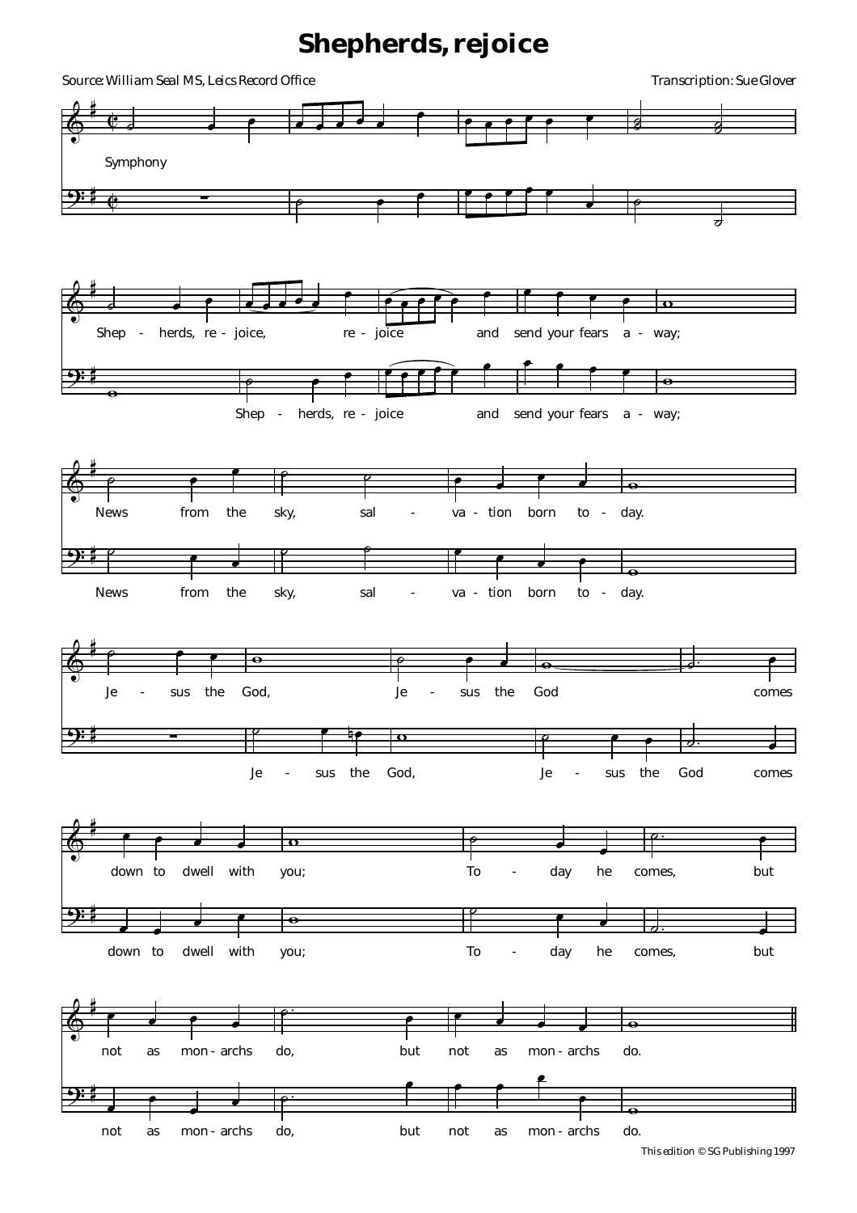# Shepherds, rejoice

Source: William Seal MS, Leics Record Office

Transcription: Sue Glover

Symphony

Shep - herds, re - joice, re - joice and send your fears a - way;

Shep - herds, re - joice and send your fears a - way;

News from the sky, sal - va - tion born to - day.

News from the sky, sal - va - tion born to - day.

Je - sus the God, Je - sus the God comes

Je - sus the God, Je - sus the God comes

down to dwell with you; To - day he comes, but

down to dwell with you; To - day he comes, but

not as mon - archs do, but not as mon - archs do.

not as mon - archs do, but not as mon - archs do.

This edition © SG Publishing 1997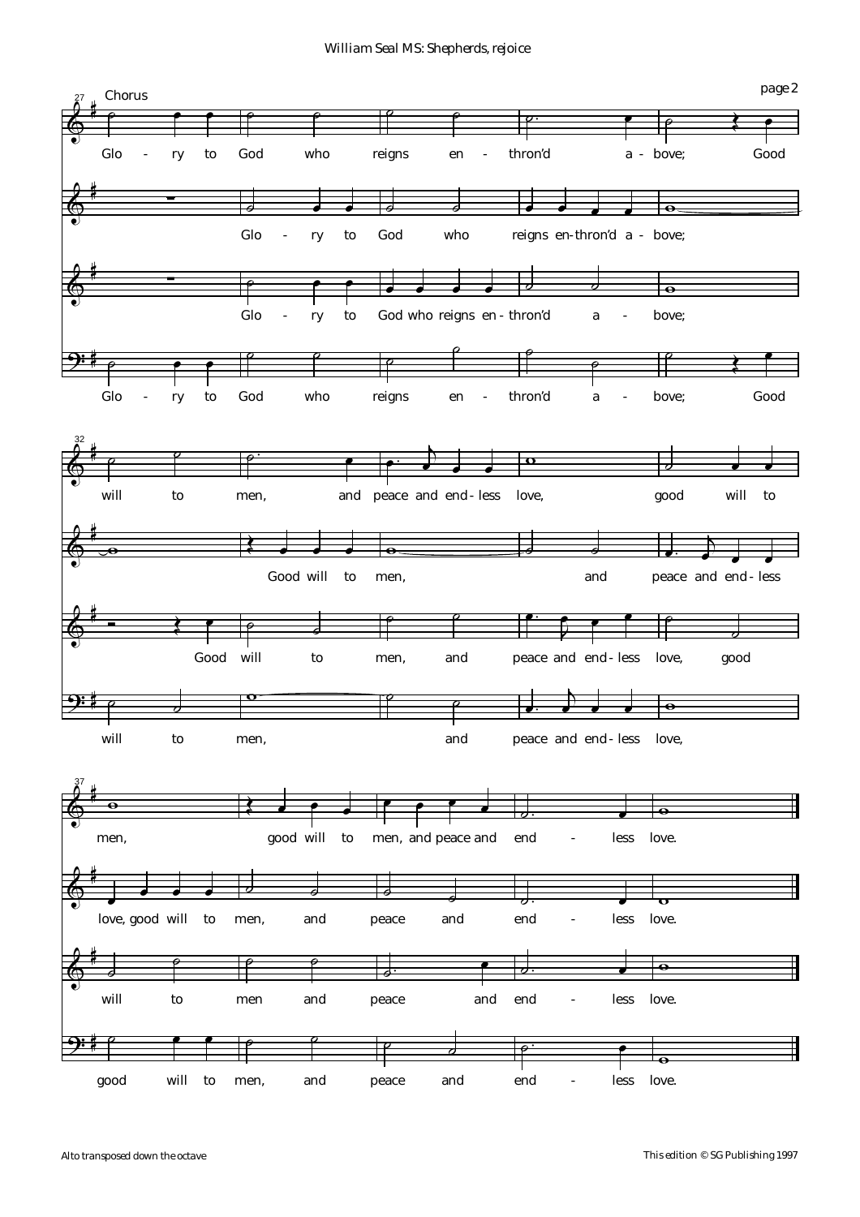Chorus

Glo - ry to God who reigns en - thron'd a - bove; Good will to men, and peace and end - less love, good will to men, good will to men, and peace and end - less love.

Glo - ry to God who reigns en-thron'd a - bove; Good will to men, and peace and end - less love, good will to men, and peace and end - less love.

Glo - ry to God who reigns en - thron'd a - bove; Good will to men, and peace and end - less love, good will to men and peace and end - less love.

Glo - ry to God who reigns en - thron'd a - bove; Good will to men, and peace and end - less love, good will to men, and peace and end - less love.

Alto transposed down the octave

This edition © SG Publishing 1997